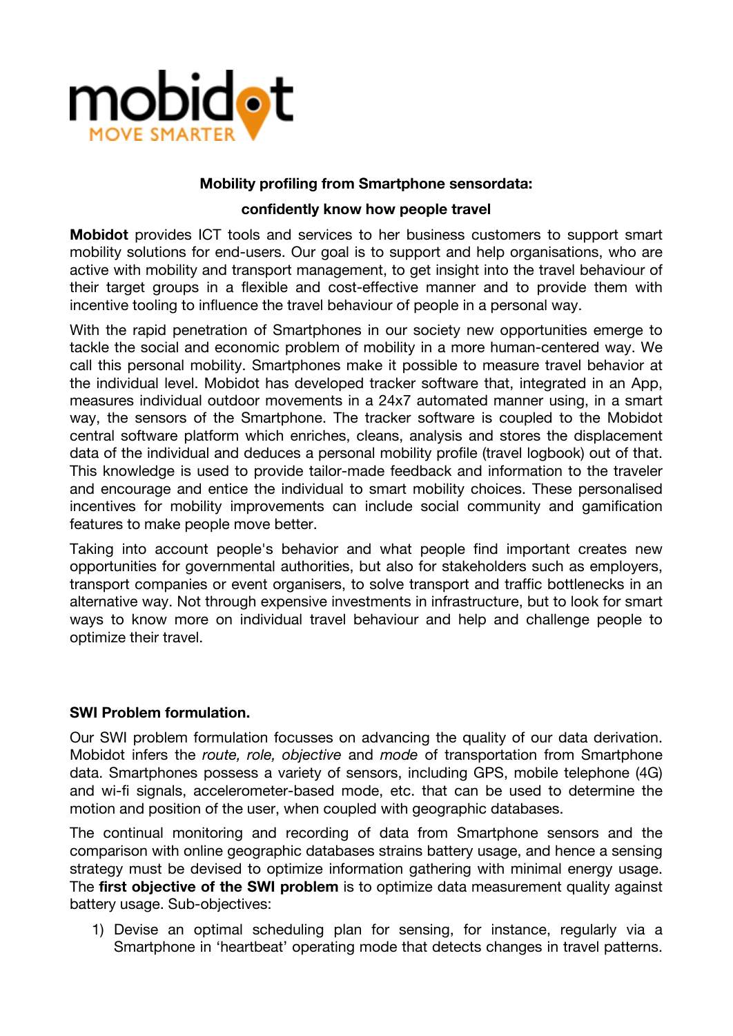**Mobility profiling from Smartphone sensordata:**

**confidently know how people travel**

**Mobidot** provides ICT tools and services to her business customers to support smart mobility solutions for end-users. Our goal is to support and help organisations, who are active with mobility and transport management, to get insight into the travel behaviour of their target groups in a flexible and cost-effective manner and to provide them with incentive tooling to influence the travel behaviour of people in a personal way.

With the rapid penetration of Smartphones in our society new opportunities emerge to tackle the social and economic problem of mobility in a more human-centered way. We call this personal mobility. Smartphones make it possible to measure travel behavior at the individual level. Mobidot has developed tracker software that, integrated in an App, measures individual outdoor movements in a 24x7 automated manner using, in a smart way, the sensors of the Smartphone. The tracker software is coupled to the Mobidot central software platform which enriches, cleans, analysis and stores the displacement data of the individual and deduces a personal mobility profile (travel logbook) out of that. This knowledge is used to provide tailor-made feedback and information to the traveler and encourage and entice the individual to smart mobility choices. These personalised incentives for mobility improvements can include social community and gamification features to make people move better.

Taking into account people's behavior and what people find important creates new opportunities for governmental authorities, but also for stakeholders such as employers, transport companies or event organisers, to solve transport and traffic bottlenecks in an alternative way. Not through expensive investments in infrastructure, but to look for smart ways to know more on individual travel behaviour and help and challenge people to optimize their travel.

**SWI Problem formulation.**

Our SWI problem formulation focusses on advancing the quality of our data derivation. Mobidot infers the *route, role, objective* and *mode* of transportation from Smartphone data. Smartphones possess a variety of sensors, including GPS, mobile telephone (4G) and wi-fi signals, accelerometer-based mode, etc. that can be used to determine the motion and position of the user, when coupled with geographic databases.

The continual monitoring and recording of data from Smartphone sensors and the comparison with online geographic databases strains battery usage, and hence a sensing strategy must be devised to optimize information gathering with minimal energy usage. The **first objective of the SWI problem** is to optimize data measurement quality against battery usage. Sub-objectives:

1) Devise an optimal scheduling plan for sensing, for instance, regularly via a Smartphone in 'heartbeat' operating mode that detects changes in travel patterns.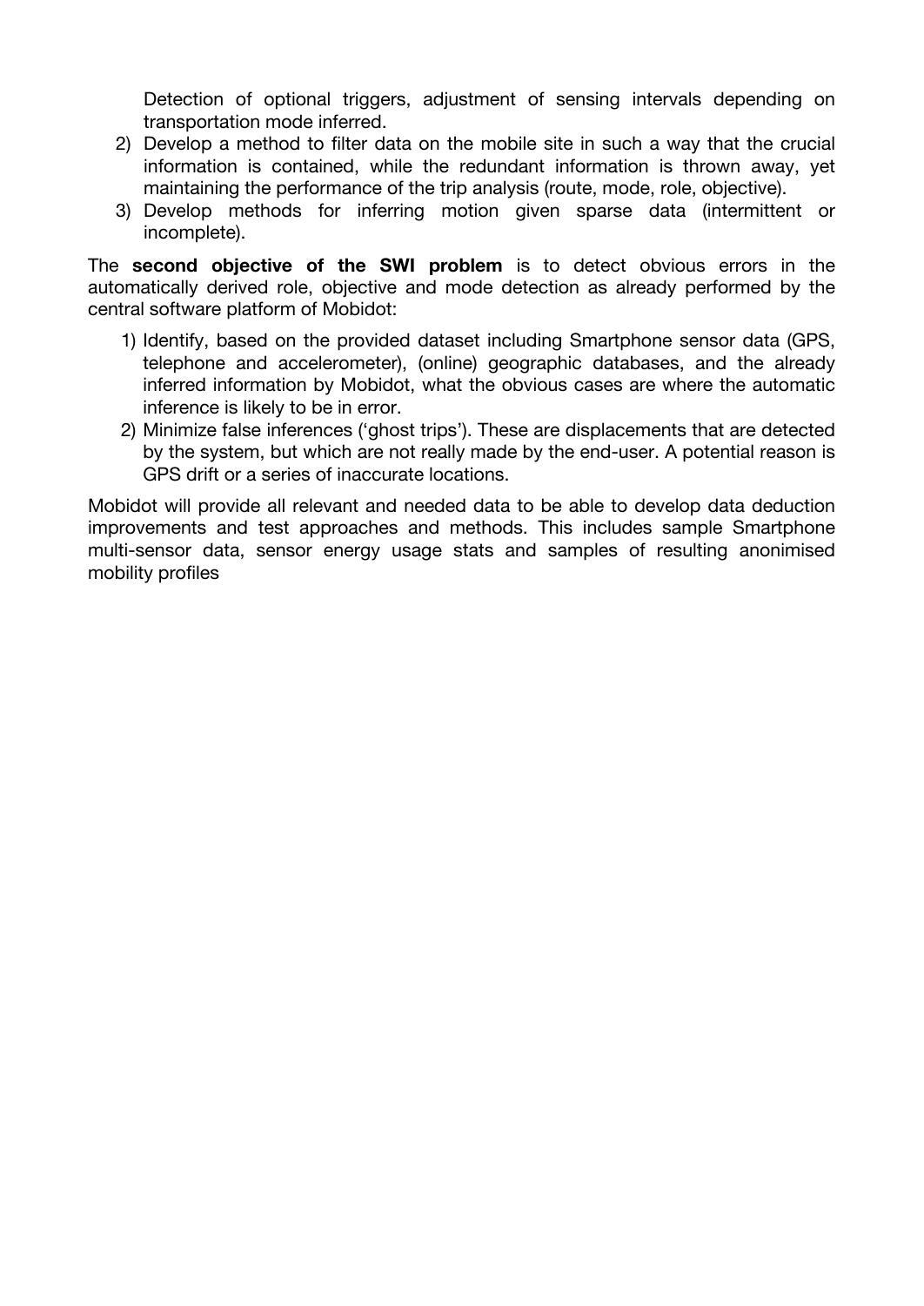Detection of optional triggers, adjustment of sensing intervals depending on transportation mode inferred.

2) Develop a method to filter data on the mobile site in such a way that the crucial information is contained, while the redundant information is thrown away, yet maintaining the performance of the trip analysis (route, mode, role, objective).
3) Develop methods for inferring motion given sparse data (intermittent or incomplete).

The **second objective of the SWI problem** is to detect obvious errors in the automatically derived role, objective and mode detection as already performed by the central software platform of Mobidot:

1) Identify, based on the provided dataset including Smartphone sensor data (GPS, telephone and accelerometer), (online) geographic databases, and the already inferred information by Mobidot, what the obvious cases are where the automatic inference is likely to be in error.
2) Minimize false inferences ('ghost trips'). These are displacements that are detected by the system, but which are not really made by the end-user. A potential reason is GPS drift or a series of inaccurate locations.

Mobidot will provide all relevant and needed data to be able to develop data deduction improvements and test approaches and methods. This includes sample Smartphone multi-sensor data, sensor energy usage stats and samples of resulting anonimised mobility profiles